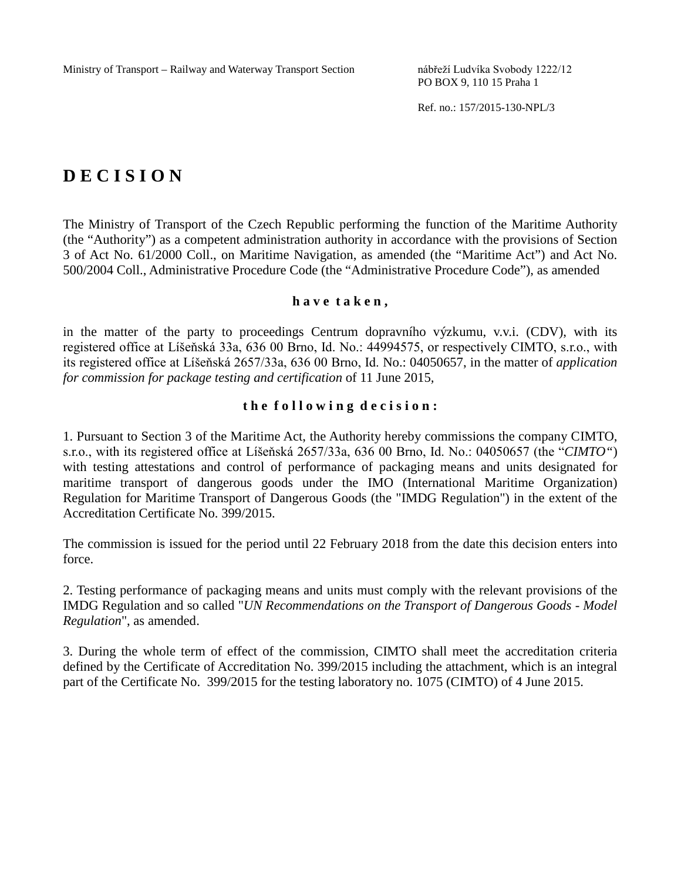Ministry of Transport – Railway and Waterway Transport Section

nábřeží Ludvíka Svobody 1222/12
PO BOX 9, 110 15 Praha 1

Ref. no.: 157/2015-130-NPL/3

# D E C I S I O N

The Ministry of Transport of the Czech Republic performing the function of the Maritime Authority (the "Authority") as a competent administration authority in accordance with the provisions of Section 3 of Act No. 61/2000 Coll., on Maritime Navigation, as amended (the "Maritime Act") and Act No. 500/2004 Coll., Administrative Procedure Code (the "Administrative Procedure Code"), as amended

**h a v e t a k e n ,**

in the matter of the party to proceedings Centrum dopravního výzkumu, v.v.i. (CDV), with its registered office at Líšeňská 33a, 636 00 Brno, Id. No.: 44994575, or respectively CIMTO, s.r.o., with its registered office at Líšeňská 2657/33a, 636 00 Brno, Id. No.: 04050657, in the matter of *application for commission for package testing and certification* of 11 June 2015,

**t h e f o l l o w i n g d e c i s i o n :**

1. Pursuant to Section 3 of the Maritime Act, the Authority hereby commissions the company CIMTO, s.r.o., with its registered office at Líšeňská 2657/33a, 636 00 Brno, Id. No.: 04050657 (the "*CIMTO*") with testing attestations and control of performance of packaging means and units designated for maritime transport of dangerous goods under the IMO (International Maritime Organization) Regulation for Maritime Transport of Dangerous Goods (the "IMDG Regulation") in the extent of the Accreditation Certificate No. 399/2015.

The commission is issued for the period until 22 February 2018 from the date this decision enters into force.

2. Testing performance of packaging means and units must comply with the relevant provisions of the IMDG Regulation and so called "*UN Recommendations on the Transport of Dangerous Goods - Model Regulation*", as amended.

3. During the whole term of effect of the commission, CIMTO shall meet the accreditation criteria defined by the Certificate of Accreditation No. 399/2015 including the attachment, which is an integral part of the Certificate No. 399/2015 for the testing laboratory no. 1075 (CIMTO) of 4 June 2015.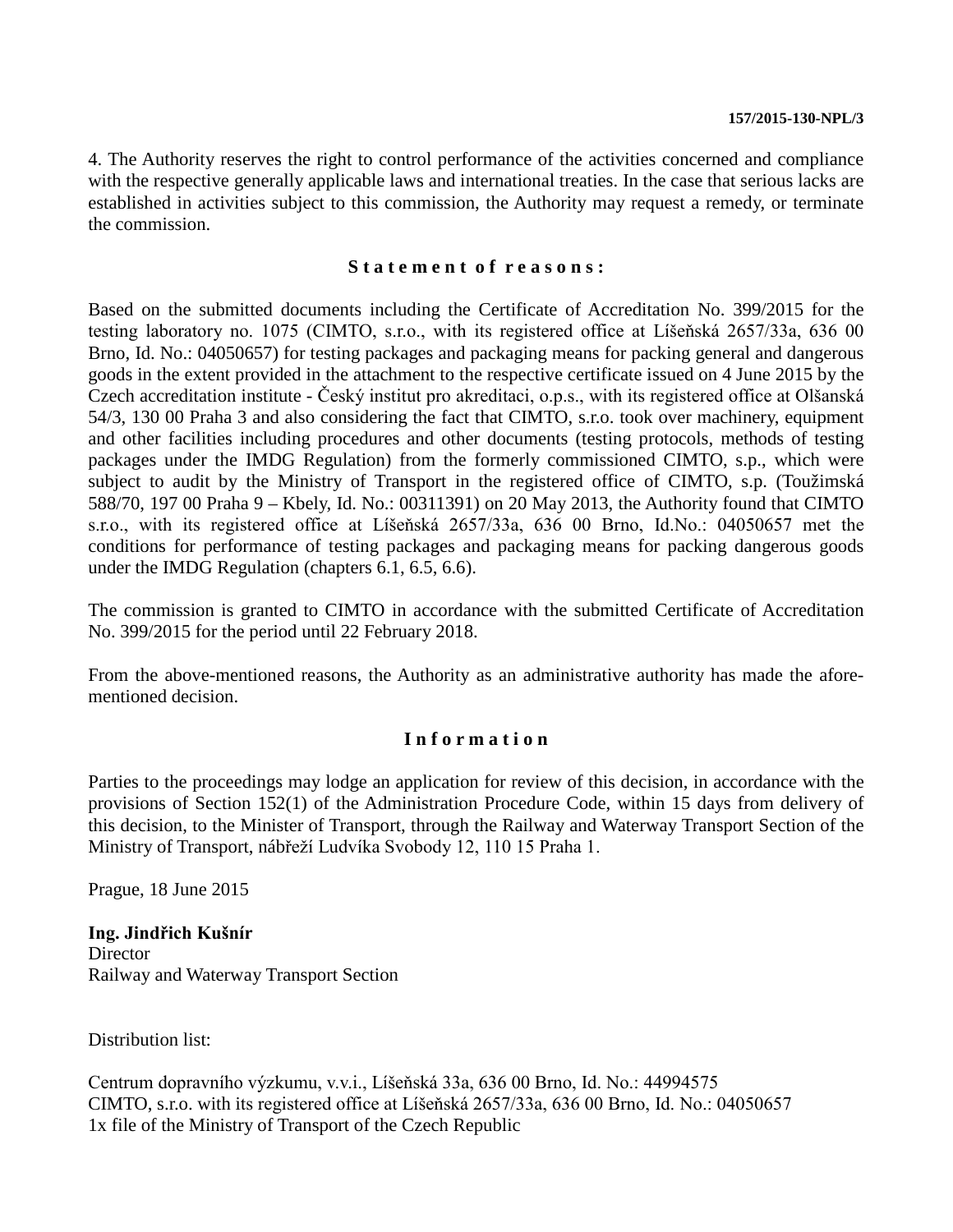157/2015-130-NPL/3

4. The Authority reserves the right to control performance of the activities concerned and compliance with the respective generally applicable laws and international treaties. In the case that serious lacks are established in activities subject to this commission, the Authority may request a remedy, or terminate the commission.

**Statement of reasons:**

Based on the submitted documents including the Certificate of Accreditation No. 399/2015 for the testing laboratory no. 1075 (CIMTO, s.r.o., with its registered office at Líšeňská 2657/33a, 636 00 Brno, Id. No.: 04050657) for testing packages and packaging means for packing general and dangerous goods in the extent provided in the attachment to the respective certificate issued on 4 June 2015 by the Czech accreditation institute - Český institut pro akreditaci, o.p.s., with its registered office at Olšanská 54/3, 130 00 Praha 3 and also considering the fact that CIMTO, s.r.o. took over machinery, equipment and other facilities including procedures and other documents (testing protocols, methods of testing packages under the IMDG Regulation) from the formerly commissioned CIMTO, s.p., which were subject to audit by the Ministry of Transport in the registered office of CIMTO, s.p. (Toužimská 588/70, 197 00 Praha 9 – Kbely, Id. No.: 00311391) on 20 May 2013, the Authority found that CIMTO s.r.o., with its registered office at Líšeňská 2657/33a, 636 00 Brno, Id.No.: 04050657 met the conditions for performance of testing packages and packaging means for packing dangerous goods under the IMDG Regulation (chapters 6.1, 6.5, 6.6).

The commission is granted to CIMTO in accordance with the submitted Certificate of Accreditation No. 399/2015 for the period until 22 February 2018.

From the above-mentioned reasons, the Authority as an administrative authority has made the afore-mentioned decision.

**Information**

Parties to the proceedings may lodge an application for review of this decision, in accordance with the provisions of Section 152(1) of the Administration Procedure Code, within 15 days from delivery of this decision, to the Minister of Transport, through the Railway and Waterway Transport Section of the Ministry of Transport, nábřeží Ludvíka Svobody 12, 110 15 Praha 1.

Prague, 18 June 2015

**Ing. Jindřich Kušnír**
Director
Railway and Waterway Transport Section

Distribution list:

Centrum dopravního výzkumu, v.v.i., Líšeňská 33a, 636 00 Brno, Id. No.: 44994575
CIMTO, s.r.o. with its registered office at Líšeňská 2657/33a, 636 00 Brno, Id. No.: 04050657
1x file of the Ministry of Transport of the Czech Republic